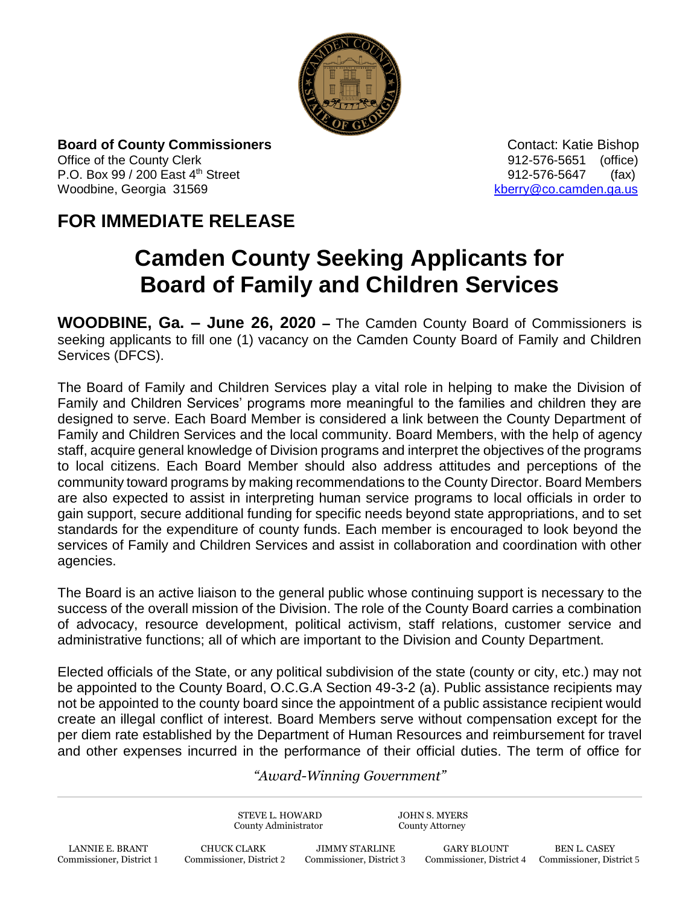**Board of County Commissioners**
Office of the County Clerk
P.O. Box 99 / 200 East 4th Street
Woodbine, Georgia 31569

Contact: Katie Bishop
912-576-5651 (office)
912-576-5647 (fax)
kberry@co.camden.ga.us

## FOR IMMEDIATE RELEASE

# Camden County Seeking Applicants for Board of Family and Children Services

**WOODBINE, Ga. – June 26, 2020 –** The Camden County Board of Commissioners is seeking applicants to fill one (1) vacancy on the Camden County Board of Family and Children Services (DFCS).

The Board of Family and Children Services play a vital role in helping to make the Division of Family and Children Services' programs more meaningful to the families and children they are designed to serve. Each Board Member is considered a link between the County Department of Family and Children Services and the local community. Board Members, with the help of agency staff, acquire general knowledge of Division programs and interpret the objectives of the programs to local citizens. Each Board Member should also address attitudes and perceptions of the community toward programs by making recommendations to the County Director. Board Members are also expected to assist in interpreting human service programs to local officials in order to gain support, secure additional funding for specific needs beyond state appropriations, and to set standards for the expenditure of county funds. Each member is encouraged to look beyond the services of Family and Children Services and assist in collaboration and coordination with other agencies.

The Board is an active liaison to the general public whose continuing support is necessary to the success of the overall mission of the Division. The role of the County Board carries a combination of advocacy, resource development, political activism, staff relations, customer service and administrative functions; all of which are important to the Division and County Department.

Elected officials of the State, or any political subdivision of the state (county or city, etc.) may not be appointed to the County Board, O.C.G.A Section 49-3-2 (a). Public assistance recipients may not be appointed to the county board since the appointment of a public assistance recipient would create an illegal conflict of interest. Board Members serve without compensation except for the per diem rate established by the Department of Human Resources and reimbursement for travel and other expenses incurred in the performance of their official duties. The term of office for

*"Award-Winning Government"*

STEVE L. HOWARD, County Administrator
JOHN S. MYERS, County Attorney

LANNIE E. BRANT, Commissioner, District 1
CHUCK CLARK, Commissioner, District 2
JIMMY STARLINE, Commissioner, District 3
GARY BLOUNT, Commissioner, District 4
BEN L. CASEY, Commissioner, District 5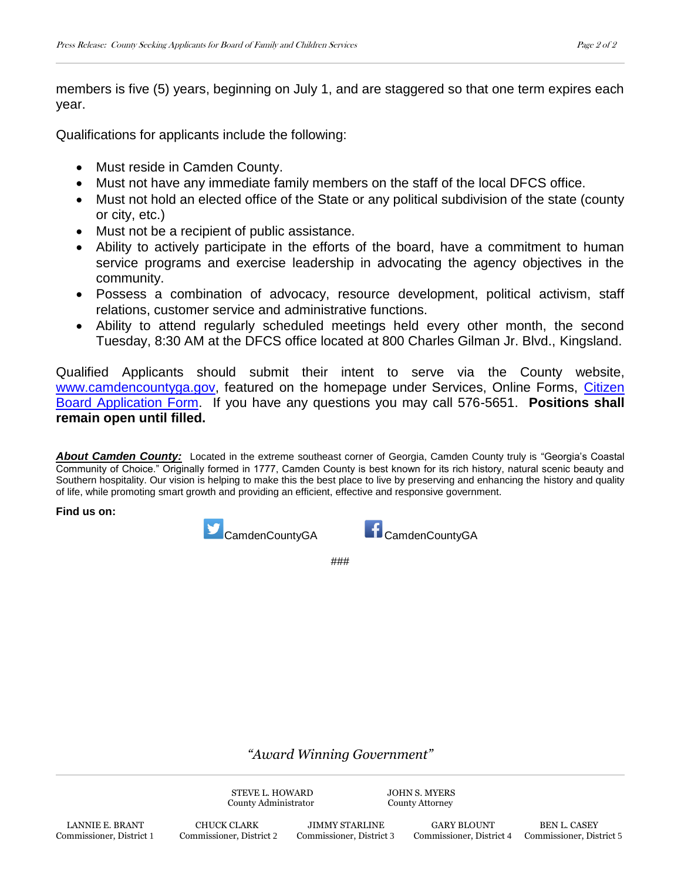members is five (5) years, beginning on July 1, and are staggered so that one term expires each year.

Qualifications for applicants include the following:

- Must reside in Camden County.
- Must not have any immediate family members on the staff of the local DFCS office.
- Must not hold an elected office of the State or any political subdivision of the state (county or city, etc.)
- Must not be a recipient of public assistance.
- Ability to actively participate in the efforts of the board, have a commitment to human service programs and exercise leadership in advocating the agency objectives in the community.
- Possess a combination of advocacy, resource development, political activism, staff relations, customer service and administrative functions.
- Ability to attend regularly scheduled meetings held every other month, the second Tuesday, 8:30 AM at the DFCS office located at 800 Charles Gilman Jr. Blvd., Kingsland.

Qualified Applicants should submit their intent to serve via the County website, www.camdencountyga.gov, featured on the homepage under Services, Online Forms, Citizen Board Application Form. If you have any questions you may call 576-5651. **Positions shall remain open until filled.**

***About Camden County:*** Located in the extreme southeast corner of Georgia, Camden County truly is "Georgia's Coastal Community of Choice." Originally formed in 1777, Camden County is best known for its rich history, natural scenic beauty and Southern hospitality. Our vision is helping to make this the best place to live by preserving and enhancing the history and quality of life, while promoting smart growth and providing an efficient, effective and responsive government.

**Find us on:**

CamdenCountyGA CamdenCountyGA

###

*"Award Winning Government"*

STEVE L. HOWARD
County Administrator

JOHN S. MYERS
County Attorney

LANNIE E. BRANT
Commissioner, District 1

CHUCK CLARK
Commissioner, District 2

JIMMY STARLINE
Commissioner, District 3

GARY BLOUNT
Commissioner, District 4

BEN L. CASEY
Commissioner, District 5